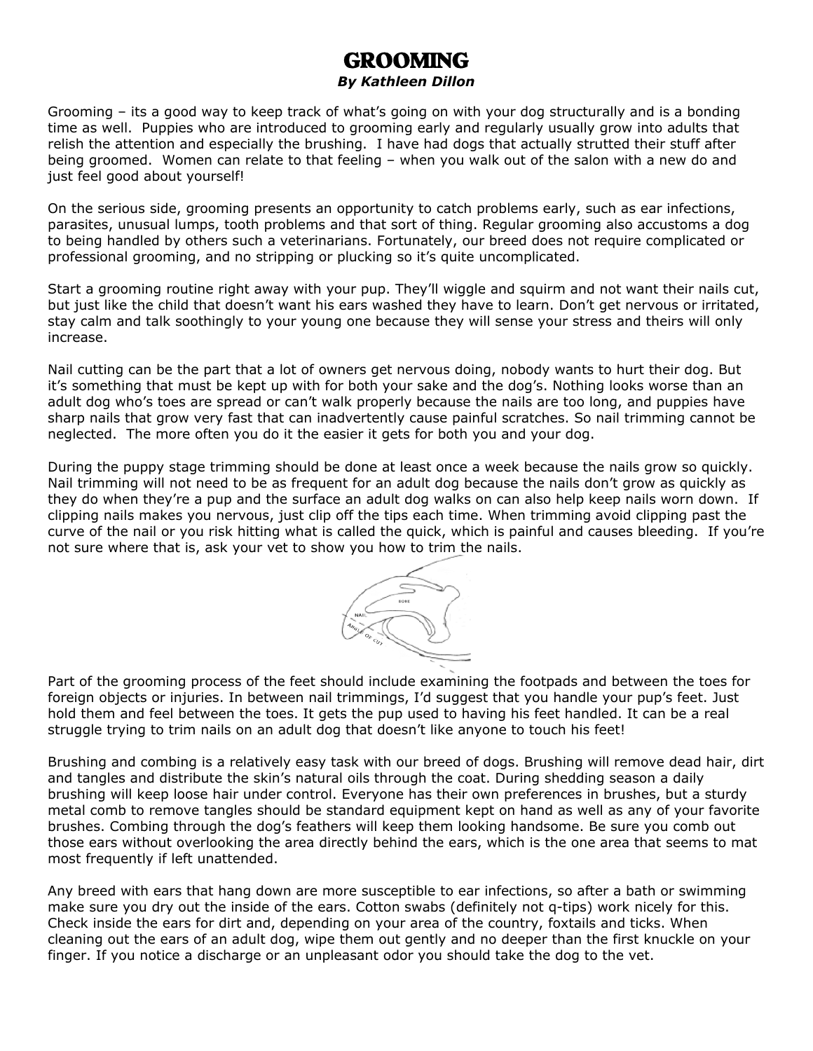# GROOMING

***By Kathleen Dillon***

Grooming – its a good way to keep track of what's going on with your dog structurally and is a bonding time as well. Puppies who are introduced to grooming early and regularly usually grow into adults that relish the attention and especially the brushing. I have had dogs that actually strutted their stuff after being groomed. Women can relate to that feeling – when you walk out of the salon with a new do and just feel good about yourself!

On the serious side, grooming presents an opportunity to catch problems early, such as ear infections, parasites, unusual lumps, tooth problems and that sort of thing. Regular grooming also accustoms a dog to being handled by others such a veterinarians. Fortunately, our breed does not require complicated or professional grooming, and no stripping or plucking so it's quite uncomplicated.

Start a grooming routine right away with your pup. They'll wiggle and squirm and not want their nails cut, but just like the child that doesn't want his ears washed they have to learn. Don't get nervous or irritated, stay calm and talk soothingly to your young one because they will sense your stress and theirs will only increase.

Nail cutting can be the part that a lot of owners get nervous doing, nobody wants to hurt their dog. But it's something that must be kept up with for both your sake and the dog's. Nothing looks worse than an adult dog who's toes are spread or can't walk properly because the nails are too long, and puppies have sharp nails that grow very fast that can inadvertently cause painful scratches. So nail trimming cannot be neglected. The more often you do it the easier it gets for both you and your dog.

During the puppy stage trimming should be done at least once a week because the nails grow so quickly. Nail trimming will not need to be as frequent for an adult dog because the nails don't grow as quickly as they do when they're a pup and the surface an adult dog walks on can also help keep nails worn down. If clipping nails makes you nervous, just clip off the tips each time. When trimming avoid clipping past the curve of the nail or you risk hitting what is called the quick, which is painful and causes bleeding. If you're not sure where that is, ask your vet to show you how to trim the nails.

Part of the grooming process of the feet should include examining the footpads and between the toes for foreign objects or injuries. In between nail trimmings, I'd suggest that you handle your pup's feet. Just hold them and feel between the toes. It gets the pup used to having his feet handled. It can be a real struggle trying to trim nails on an adult dog that doesn't like anyone to touch his feet!

Brushing and combing is a relatively easy task with our breed of dogs. Brushing will remove dead hair, dirt and tangles and distribute the skin's natural oils through the coat. During shedding season a daily brushing will keep loose hair under control. Everyone has their own preferences in brushes, but a sturdy metal comb to remove tangles should be standard equipment kept on hand as well as any of your favorite brushes. Combing through the dog's feathers will keep them looking handsome. Be sure you comb out those ears without overlooking the area directly behind the ears, which is the one area that seems to mat most frequently if left unattended.

Any breed with ears that hang down are more susceptible to ear infections, so after a bath or swimming make sure you dry out the inside of the ears. Cotton swabs (definitely not q-tips) work nicely for this. Check inside the ears for dirt and, depending on your area of the country, foxtails and ticks. When cleaning out the ears of an adult dog, wipe them out gently and no deeper than the first knuckle on your finger. If you notice a discharge or an unpleasant odor you should take the dog to the vet.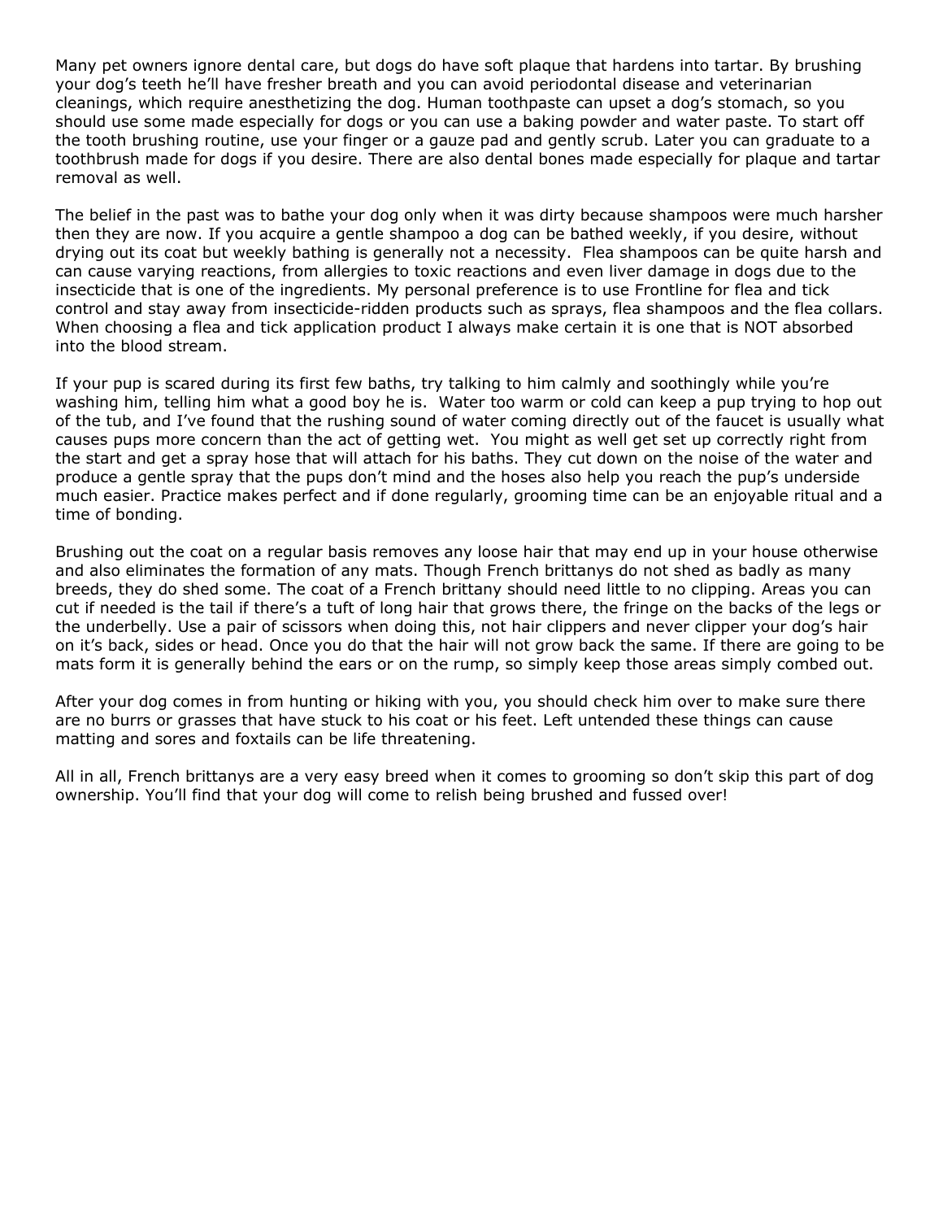Many pet owners ignore dental care, but dogs do have soft plaque that hardens into tartar. By brushing your dog's teeth he'll have fresher breath and you can avoid periodontal disease and veterinarian cleanings, which require anesthetizing the dog. Human toothpaste can upset a dog's stomach, so you should use some made especially for dogs or you can use a baking powder and water paste. To start off the tooth brushing routine, use your finger or a gauze pad and gently scrub. Later you can graduate to a toothbrush made for dogs if you desire. There are also dental bones made especially for plaque and tartar removal as well.

The belief in the past was to bathe your dog only when it was dirty because shampoos were much harsher then they are now. If you acquire a gentle shampoo a dog can be bathed weekly, if you desire, without drying out its coat but weekly bathing is generally not a necessity. Flea shampoos can be quite harsh and can cause varying reactions, from allergies to toxic reactions and even liver damage in dogs due to the insecticide that is one of the ingredients. My personal preference is to use Frontline for flea and tick control and stay away from insecticide-ridden products such as sprays, flea shampoos and the flea collars. When choosing a flea and tick application product I always make certain it is one that is NOT absorbed into the blood stream.

If your pup is scared during its first few baths, try talking to him calmly and soothingly while you're washing him, telling him what a good boy he is. Water too warm or cold can keep a pup trying to hop out of the tub, and I've found that the rushing sound of water coming directly out of the faucet is usually what causes pups more concern than the act of getting wet. You might as well get set up correctly right from the start and get a spray hose that will attach for his baths. They cut down on the noise of the water and produce a gentle spray that the pups don't mind and the hoses also help you reach the pup's underside much easier. Practice makes perfect and if done regularly, grooming time can be an enjoyable ritual and a time of bonding.

Brushing out the coat on a regular basis removes any loose hair that may end up in your house otherwise and also eliminates the formation of any mats. Though French brittanys do not shed as badly as many breeds, they do shed some. The coat of a French brittany should need little to no clipping. Areas you can cut if needed is the tail if there's a tuft of long hair that grows there, the fringe on the backs of the legs or the underbelly. Use a pair of scissors when doing this, not hair clippers and never clipper your dog's hair on it's back, sides or head. Once you do that the hair will not grow back the same. If there are going to be mats form it is generally behind the ears or on the rump, so simply keep those areas simply combed out.

After your dog comes in from hunting or hiking with you, you should check him over to make sure there are no burrs or grasses that have stuck to his coat or his feet. Left untended these things can cause matting and sores and foxtails can be life threatening.

All in all, French brittanys are a very easy breed when it comes to grooming so don't skip this part of dog ownership. You'll find that your dog will come to relish being brushed and fussed over!